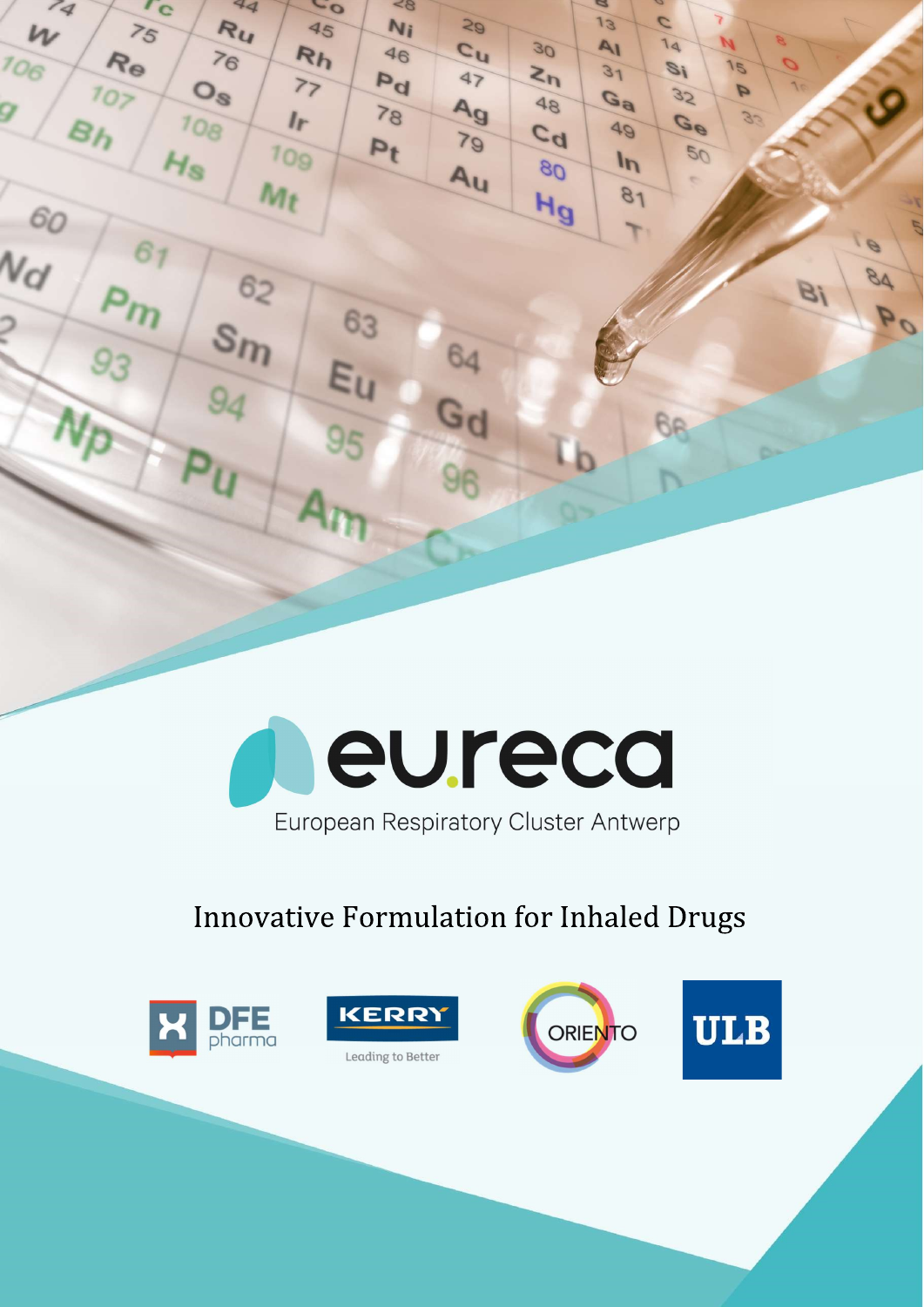# eureca

European Respiratory Cluster Antwerp

## Innovative Formulation for Inhaled Drugs

DFE pharma

KERRY Leading to Better

ORIENTO

ULB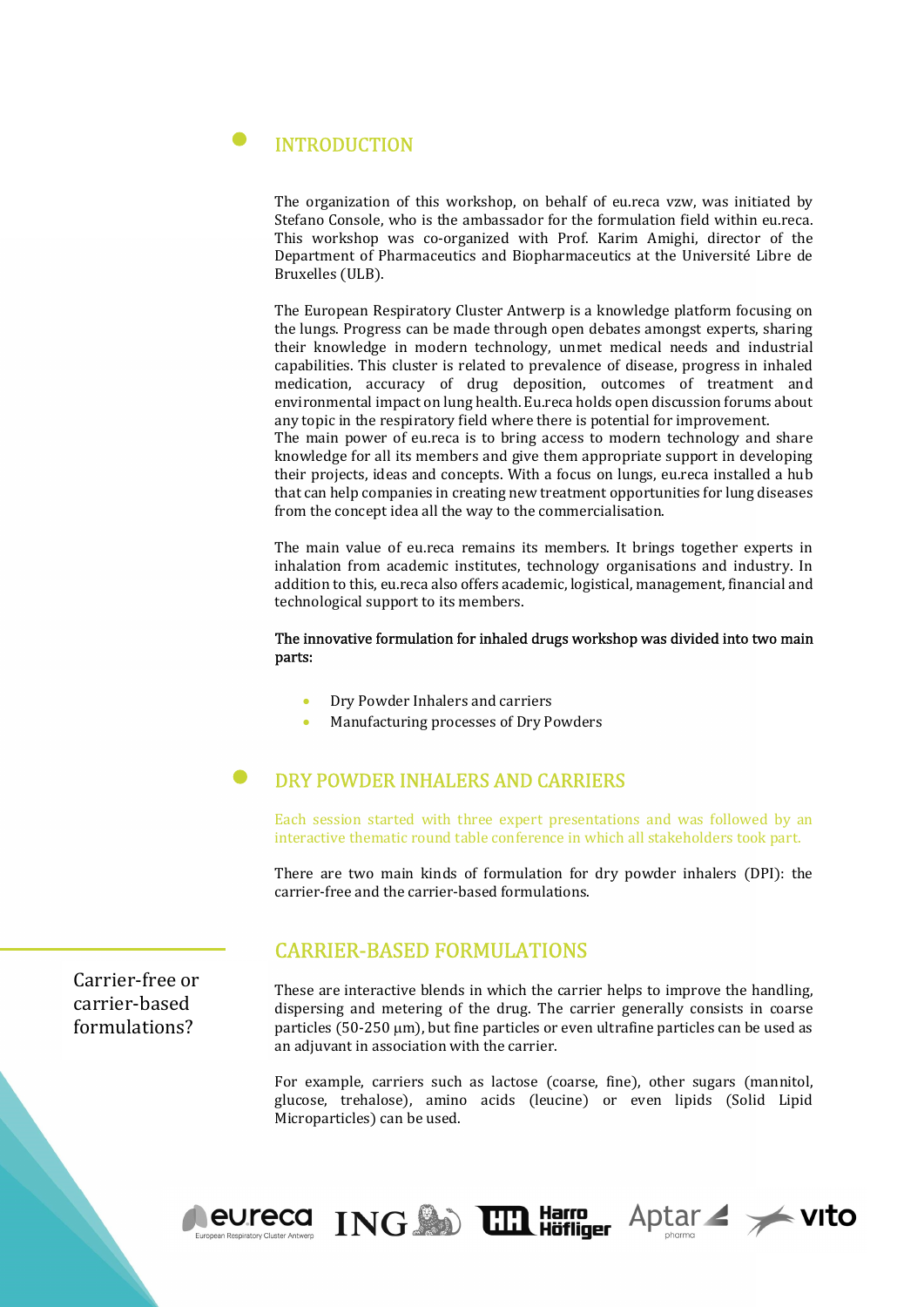## INTRODUCTION

The organization of this workshop, on behalf of eu.reca vzw, was initiated by Stefano Console, who is the ambassador for the formulation field within eu.reca. This workshop was co-organized with Prof. Karim Amighi, director of the Department of Pharmaceutics and Biopharmaceutics at the Université Libre de Bruxelles (ULB).

The European Respiratory Cluster Antwerp is a knowledge platform focusing on the lungs. Progress can be made through open debates amongst experts, sharing their knowledge in modern technology, unmet medical needs and industrial capabilities. This cluster is related to prevalence of disease, progress in inhaled medication, accuracy of drug deposition, outcomes of treatment and environmental impact on lung health. Eu.reca holds open discussion forums about any topic in the respiratory field where there is potential for improvement.
The main power of eu.reca is to bring access to modern technology and share knowledge for all its members and give them appropriate support in developing their projects, ideas and concepts. With a focus on lungs, eu.reca installed a hub that can help companies in creating new treatment opportunities for lung diseases from the concept idea all the way to the commercialisation.

The main value of eu.reca remains its members. It brings together experts in inhalation from academic institutes, technology organisations and industry. In addition to this, eu.reca also offers academic, logistical, management, financial and technological support to its members.

The innovative formulation for inhaled drugs workshop was divided into two main parts:

- Dry Powder Inhalers and carriers
- Manufacturing processes of Dry Powders

## DRY POWDER INHALERS AND CARRIERS

Each session started with three expert presentations and was followed by an interactive thematic round table conference in which all stakeholders took part.

There are two main kinds of formulation for dry powder inhalers (DPI): the carrier-free and the carrier-based formulations.

Carrier-free or carrier-based formulations?

### CARRIER-BASED FORMULATIONS

These are interactive blends in which the carrier helps to improve the handling, dispersing and metering of the drug. The carrier generally consists in coarse particles (50-250 μm), but fine particles or even ultrafine particles can be used as an adjuvant in association with the carrier.

For example, carriers such as lactose (coarse, fine), other sugars (mannitol, glucose, trehalose), amino acids (leucine) or even lipids (Solid Lipid Microparticles) can be used.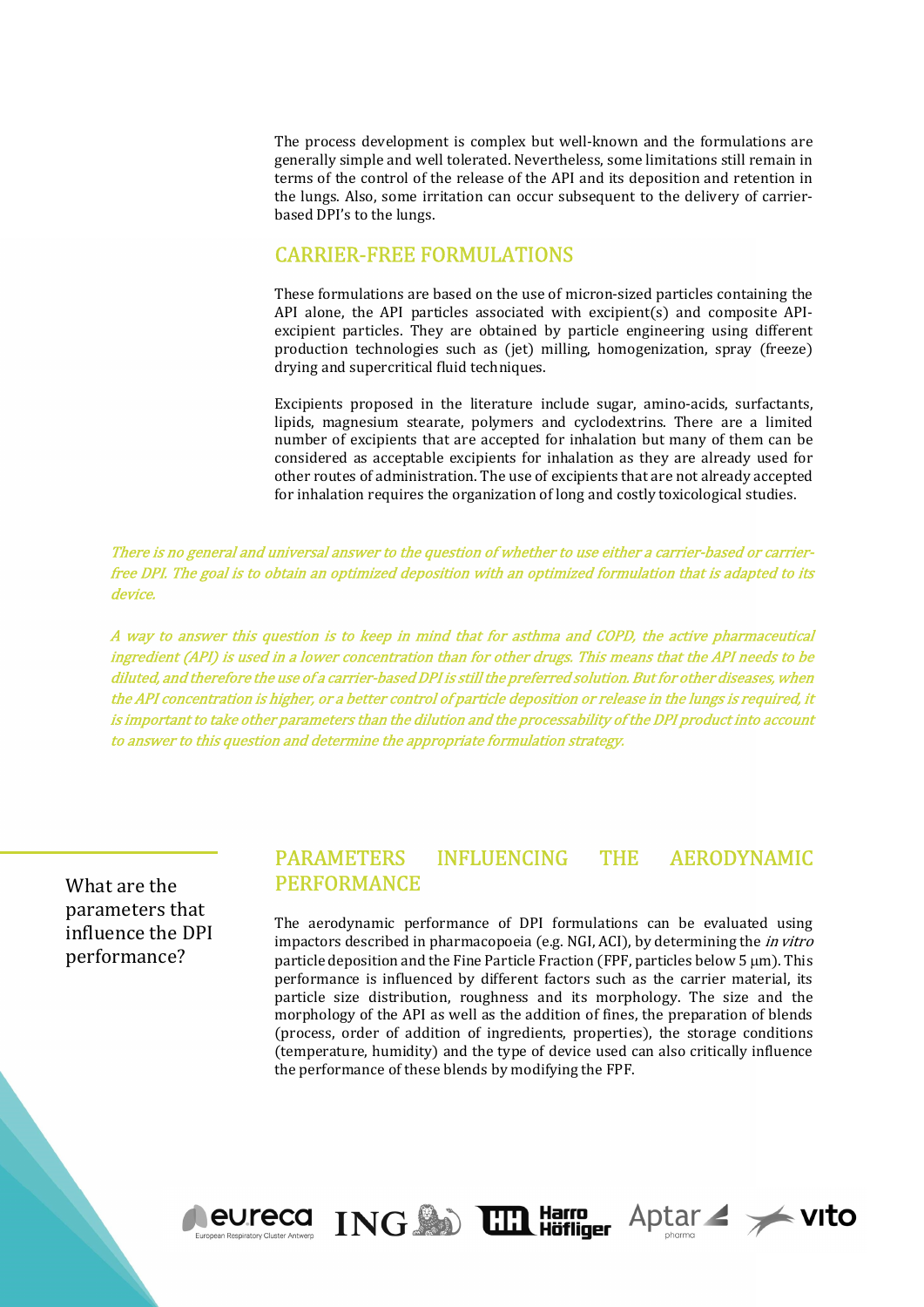The process development is complex but well-known and the formulations are generally simple and well tolerated. Nevertheless, some limitations still remain in terms of the control of the release of the API and its deposition and retention in the lungs. Also, some irritation can occur subsequent to the delivery of carrier-based DPI's to the lungs.

## CARRIER-FREE FORMULATIONS

These formulations are based on the use of micron-sized particles containing the API alone, the API particles associated with excipient(s) and composite API-excipient particles. They are obtained by particle engineering using different production technologies such as (jet) milling, homogenization, spray (freeze) drying and supercritical fluid techniques.

Excipients proposed in the literature include sugar, amino-acids, surfactants, lipids, magnesium stearate, polymers and cyclodextrins. There are a limited number of excipients that are accepted for inhalation but many of them can be considered as acceptable excipients for inhalation as they are already used for other routes of administration. The use of excipients that are not already accepted for inhalation requires the organization of long and costly toxicological studies.

*There is no general and universal answer to the question of whether to use either a carrier-based or carrier-free DPI. The goal is to obtain an optimized deposition with an optimized formulation that is adapted to its device.*

*A way to answer this question is to keep in mind that for asthma and COPD, the active pharmaceutical ingredient (API) is used in a lower concentration than for other drugs. This means that the API needs to be diluted, and therefore the use of a carrier-based DPI is still the preferred solution. But for other diseases, when the API concentration is higher, or a better control of particle deposition or release in the lungs is required, it is important to take other parameters than the dilution and the processability of the DPI product into account to answer to this question and determine the appropriate formulation strategy.*

What are the parameters that influence the DPI performance?

## PARAMETERS INFLUENCING THE AERODYNAMIC PERFORMANCE

The aerodynamic performance of DPI formulations can be evaluated using impactors described in pharmacopoeia (e.g. NGI, ACI), by determining the *in vitro* particle deposition and the Fine Particle Fraction (FPF, particles below 5 μm). This performance is influenced by different factors such as the carrier material, its particle size distribution, roughness and its morphology. The size and the morphology of the API as well as the addition of fines, the preparation of blends (process, order of addition of ingredients, properties), the storage conditions (temperature, humidity) and the type of device used can also critically influence the performance of these blends by modifying the FPF.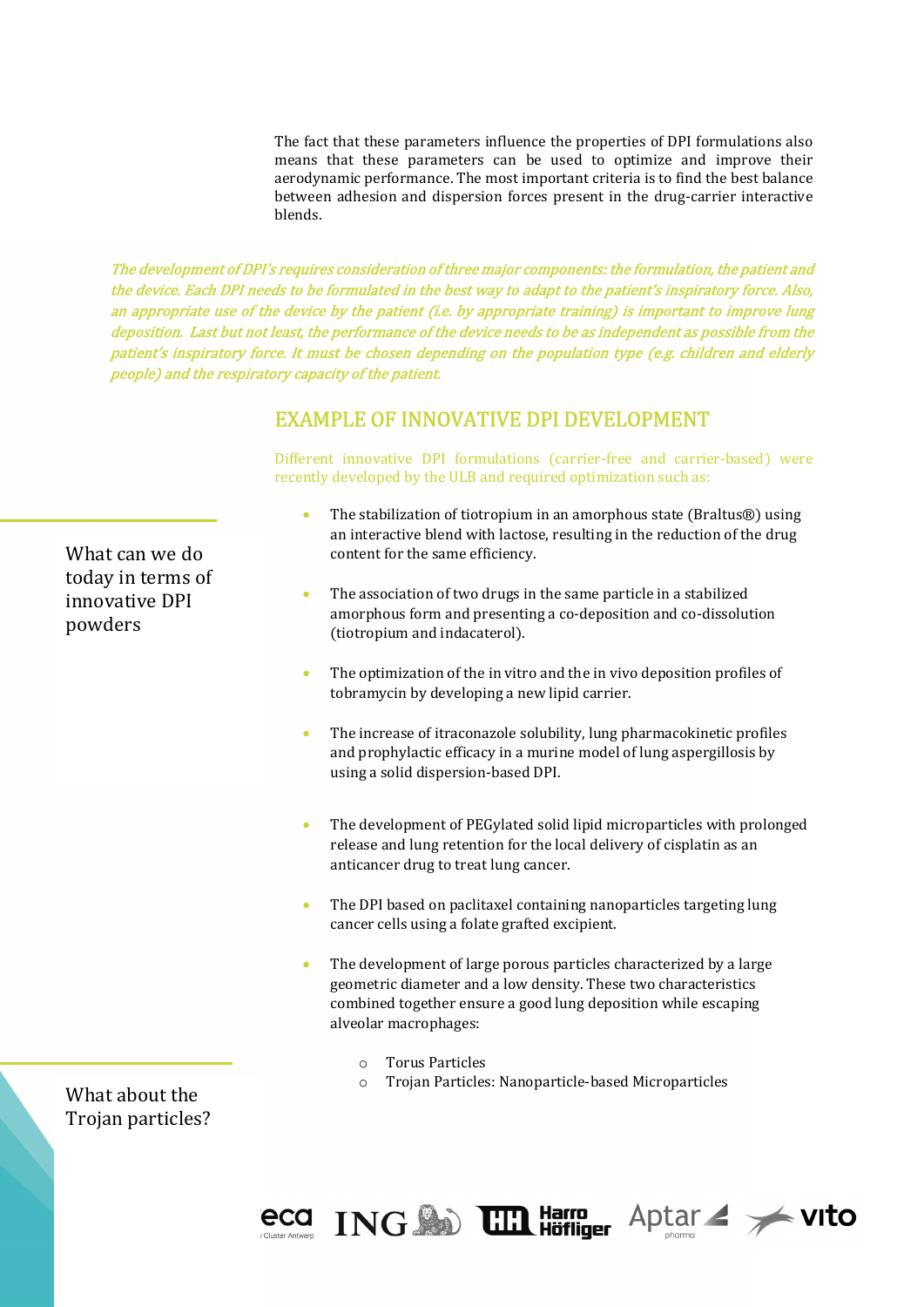The fact that these parameters influence the properties of DPI formulations also means that these parameters can be used to optimize and improve their aerodynamic performance. The most important criteria is to find the best balance between adhesion and dispersion forces present in the drug-carrier interactive blends.

*The development of DPI's requires consideration of three major components: the formulation, the patient and the device. Each DPI needs to be formulated in the best way to adapt to the patient's inspiratory force. Also, an appropriate use of the device by the patient (i.e. by appropriate training) is important to improve lung deposition. Last but not least, the performance of the device needs to be as independent as possible from the patient's inspiratory force. It must be chosen depending on the population type (e.g. children and elderly people) and the respiratory capacity of the patient.*

## EXAMPLE OF INNOVATIVE DPI DEVELOPMENT

What can we do today in terms of innovative DPI powders

Different innovative DPI formulations (carrier-free and carrier-based) were recently developed by the ULB and required optimization such as:

- The stabilization of tiotropium in an amorphous state (Braltus®) using an interactive blend with lactose, resulting in the reduction of the drug content for the same efficiency.
- The association of two drugs in the same particle in a stabilized amorphous form and presenting a co-deposition and co-dissolution (tiotropium and indacaterol).
- The optimization of the in vitro and the in vivo deposition profiles of tobramycin by developing a new lipid carrier.
- The increase of itraconazole solubility, lung pharmacokinetic profiles and prophylactic efficacy in a murine model of lung aspergillosis by using a solid dispersion-based DPI.
- The development of PEGylated solid lipid microparticles with prolonged release and lung retention for the local delivery of cisplatin as an anticancer drug to treat lung cancer.
- The DPI based on paclitaxel containing nanoparticles targeting lung cancer cells using a folate grafted excipient.
- The development of large porous particles characterized by a large geometric diameter and a low density. These two characteristics combined together ensure a good lung deposition while escaping alveolar macrophages:
    - Torus Particles
    - Trojan Particles: Nanoparticle-based Microparticles

What about the Trojan particles?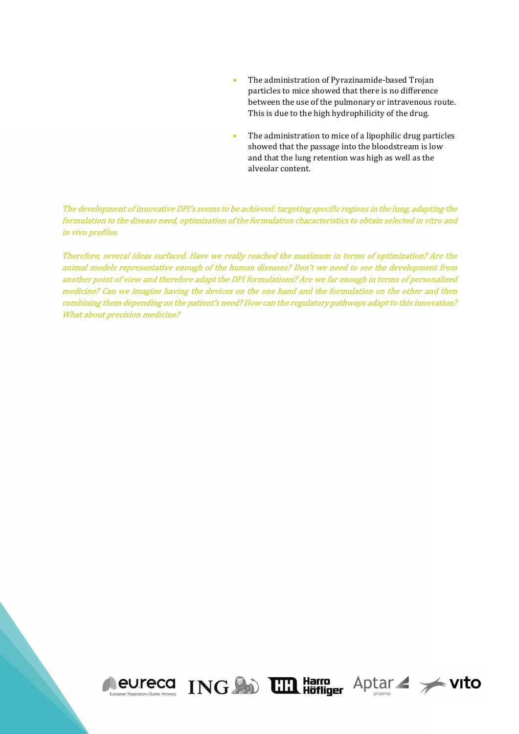- The administration of Pyrazinamide-based Trojan particles to mice showed that there is no difference between the use of the pulmonary or intravenous route. This is due to the high hydrophilicity of the drug.
- The administration to mice of a lipophilic drug particles showed that the passage into the bloodstream is low and that the lung retention was high as well as the alveolar content.

*The development of innovative DPI's seems to be achieved: targeting specific regions in the lung, adapting the formulation to the disease need, optimization of the formulation characteristics to obtain selected in vitro and in vivo profiles.*

*Therefore, several ideas surfaced. Have we really reached the maximum in terms of optimization? Are the animal models representative enough of the human diseases? Don't we need to see the development from another point of view and therefore adapt the DPI formulations? Are we far enough in terms of personalized medicine? Can we imagine having the devices on the one hand and the formulation on the other and then combining them depending on the patient's need? How can the regulatory pathways adapt to this innovation? What about precision medicine?*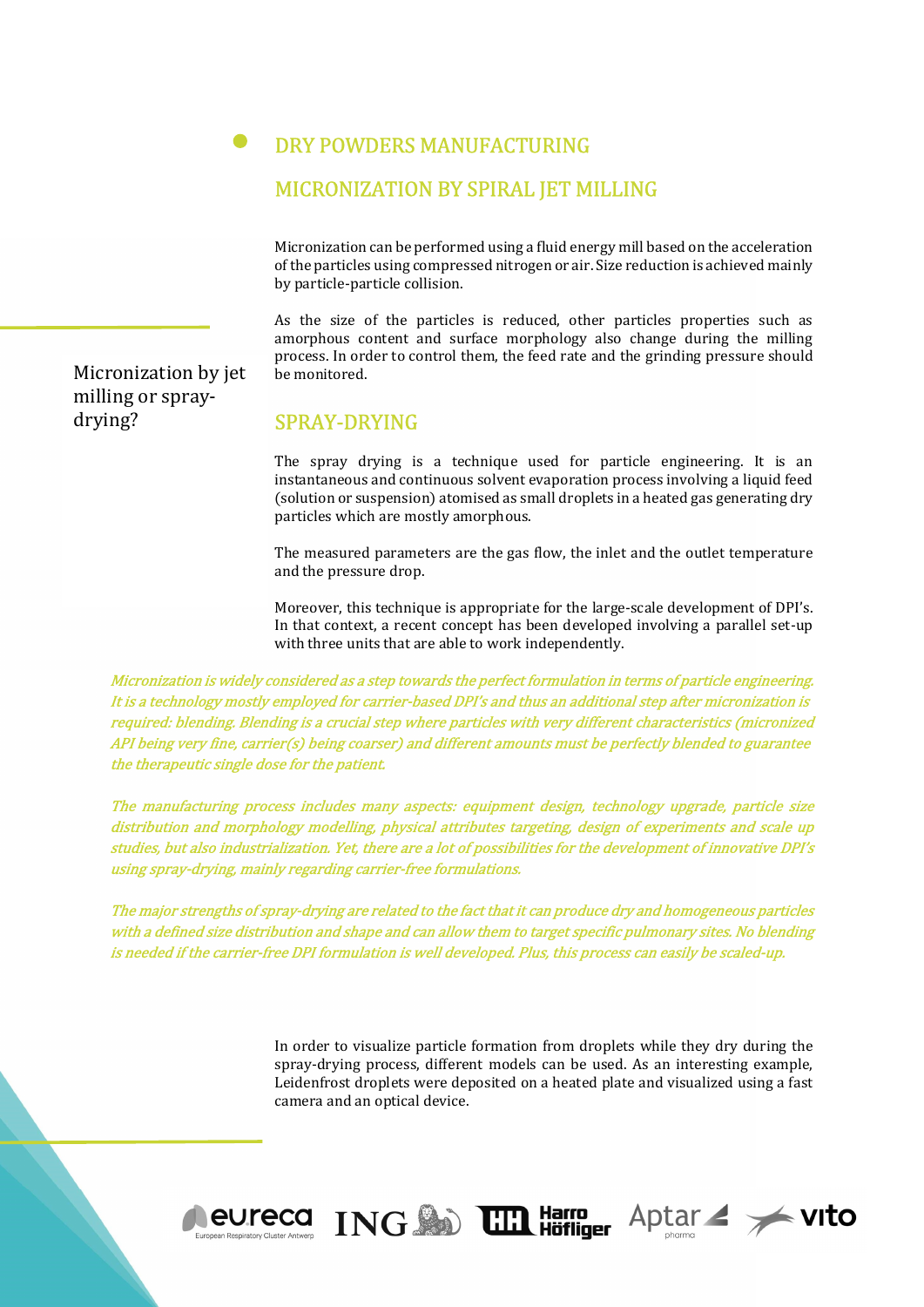## DRY POWDERS MANUFACTURING

### MICRONIZATION BY SPIRAL JET MILLING

Micronization can be performed using a fluid energy mill based on the acceleration of the particles using compressed nitrogen or air. Size reduction is achieved mainly by particle-particle collision.

As the size of the particles is reduced, other particles properties such as amorphous content and surface morphology also change during the milling process. In order to control them, the feed rate and the grinding pressure should be monitored.

Micronization by jet milling or spray-drying?

### SPRAY-DRYING

The spray drying is a technique used for particle engineering. It is an instantaneous and continuous solvent evaporation process involving a liquid feed (solution or suspension) atomised as small droplets in a heated gas generating dry particles which are mostly amorphous.

The measured parameters are the gas flow, the inlet and the outlet temperature and the pressure drop.

Moreover, this technique is appropriate for the large-scale development of DPI's. In that context, a recent concept has been developed involving a parallel set-up with three units that are able to work independently.

*Micronization is widely considered as a step towards the perfect formulation in terms of particle engineering. It is a technology mostly employed for carrier-based DPI's and thus an additional step after micronization is required: blending. Blending is a crucial step where particles with very different characteristics (micronized API being very fine, carrier(s) being coarser) and different amounts must be perfectly blended to guarantee the therapeutic single dose for the patient.*

*The manufacturing process includes many aspects: equipment design, technology upgrade, particle size distribution and morphology modelling, physical attributes targeting, design of experiments and scale up studies, but also industrialization. Yet, there are a lot of possibilities for the development of innovative DPI's using spray-drying, mainly regarding carrier-free formulations.*

*The major strengths of spray-drying are related to the fact that it can produce dry and homogeneous particles with a defined size distribution and shape and can allow them to target specific pulmonary sites. No blending is needed if the carrier-free DPI formulation is well developed. Plus, this process can easily be scaled-up.*

In order to visualize particle formation from droplets while they dry during the spray-drying process, different models can be used. As an interesting example, Leidenfrost droplets were deposited on a heated plate and visualized using a fast camera and an optical device.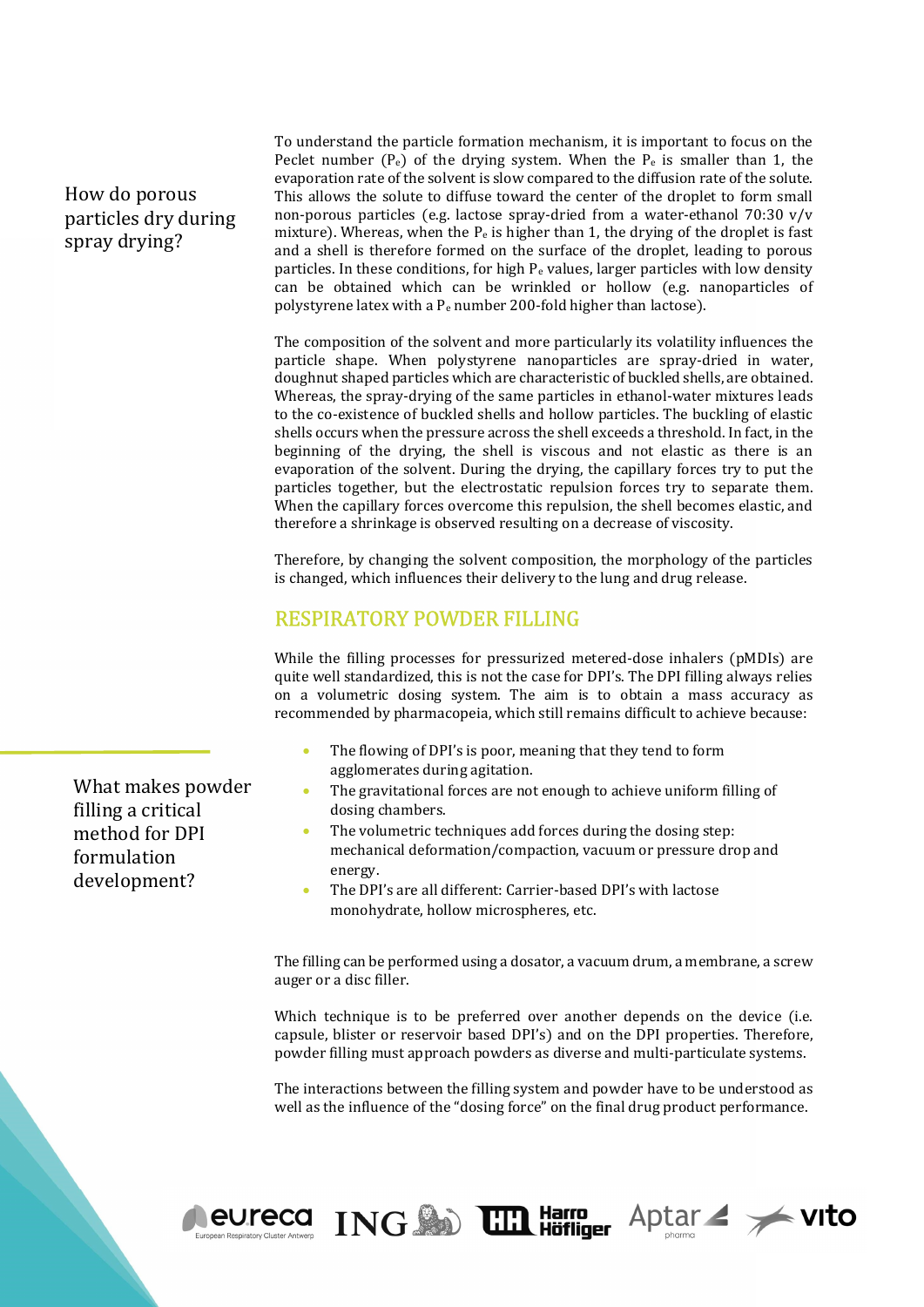How do porous particles dry during spray drying?

To understand the particle formation mechanism, it is important to focus on the Peclet number ($P_e$) of the drying system. When the $P_e$ is smaller than 1, the evaporation rate of the solvent is slow compared to the diffusion rate of the solute. This allows the solute to diffuse toward the center of the droplet to form small non-porous particles (e.g. lactose spray-dried from a water-ethanol 70:30 v/v mixture). Whereas, when the $P_e$ is higher than 1, the drying of the droplet is fast and a shell is therefore formed on the surface of the droplet, leading to porous particles. In these conditions, for high $P_e$ values, larger particles with low density can be obtained which can be wrinkled or hollow (e.g. nanoparticles of polystyrene latex with a $P_e$ number 200-fold higher than lactose).

The composition of the solvent and more particularly its volatility influences the particle shape. When polystyrene nanoparticles are spray-dried in water, doughnut shaped particles which are characteristic of buckled shells, are obtained. Whereas, the spray-drying of the same particles in ethanol-water mixtures leads to the co-existence of buckled shells and hollow particles. The buckling of elastic shells occurs when the pressure across the shell exceeds a threshold. In fact, in the beginning of the drying, the shell is viscous and not elastic as there is an evaporation of the solvent. During the drying, the capillary forces try to put the particles together, but the electrostatic repulsion forces try to separate them. When the capillary forces overcome this repulsion, the shell becomes elastic, and therefore a shrinkage is observed resulting on a decrease of viscosity.

Therefore, by changing the solvent composition, the morphology of the particles is changed, which influences their delivery to the lung and drug release.

## RESPIRATORY POWDER FILLING

What makes powder filling a critical method for DPI formulation development?

While the filling processes for pressurized metered-dose inhalers (pMDIs) are quite well standardized, this is not the case for DPI's. The DPI filling always relies on a volumetric dosing system. The aim is to obtain a mass accuracy as recommended by pharmacopeia, which still remains difficult to achieve because:

- The flowing of DPI's is poor, meaning that they tend to form agglomerates during agitation.
- The gravitational forces are not enough to achieve uniform filling of dosing chambers.
- The volumetric techniques add forces during the dosing step: mechanical deformation/compaction, vacuum or pressure drop and energy.
- The DPI's are all different: Carrier-based DPI's with lactose monohydrate, hollow microspheres, etc.

The filling can be performed using a dosator, a vacuum drum, a membrane, a screw auger or a disc filler.

Which technique is to be preferred over another depends on the device (i.e. capsule, blister or reservoir based DPI's) and on the DPI properties. Therefore, powder filling must approach powders as diverse and multi-particulate systems.

The interactions between the filling system and powder have to be understood as well as the influence of the "dosing force" on the final drug product performance.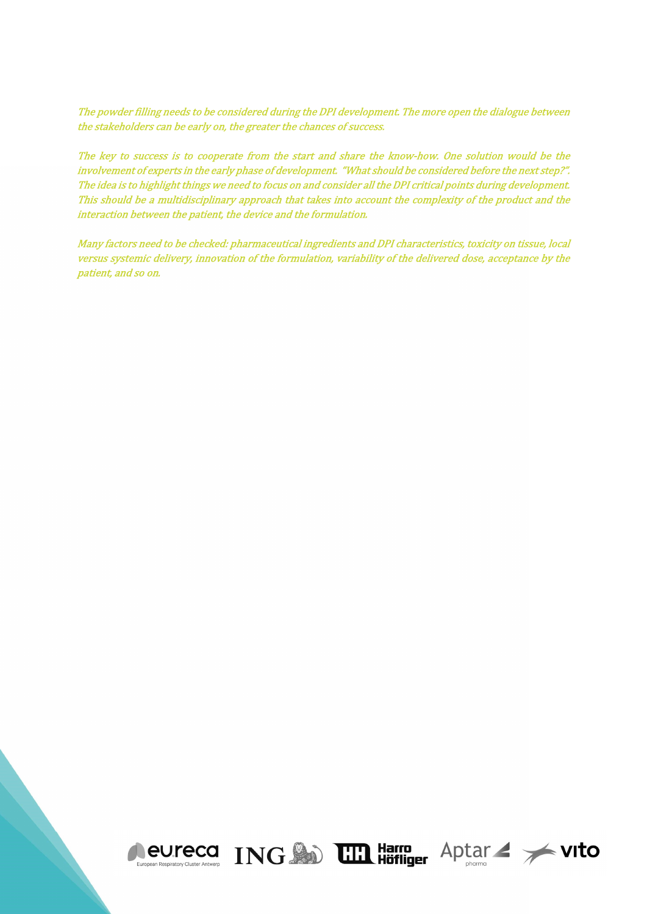*The powder filling needs to be considered during the DPI development. The more open the dialogue between the stakeholders can be early on, the greater the chances of success.*

*The key to success is to cooperate from the start and share the know-how. One solution would be the involvement of experts in the early phase of development. "What should be considered before the next step?". The idea is to highlight things we need to focus on and consider all the DPI critical points during development. This should be a multidisciplinary approach that takes into account the complexity of the product and the interaction between the patient, the device and the formulation.*

*Many factors need to be checked: pharmaceutical ingredients and DPI characteristics, toxicity on tissue, local versus systemic delivery, innovation of the formulation, variability of the delivered dose, acceptance by the patient, and so on.*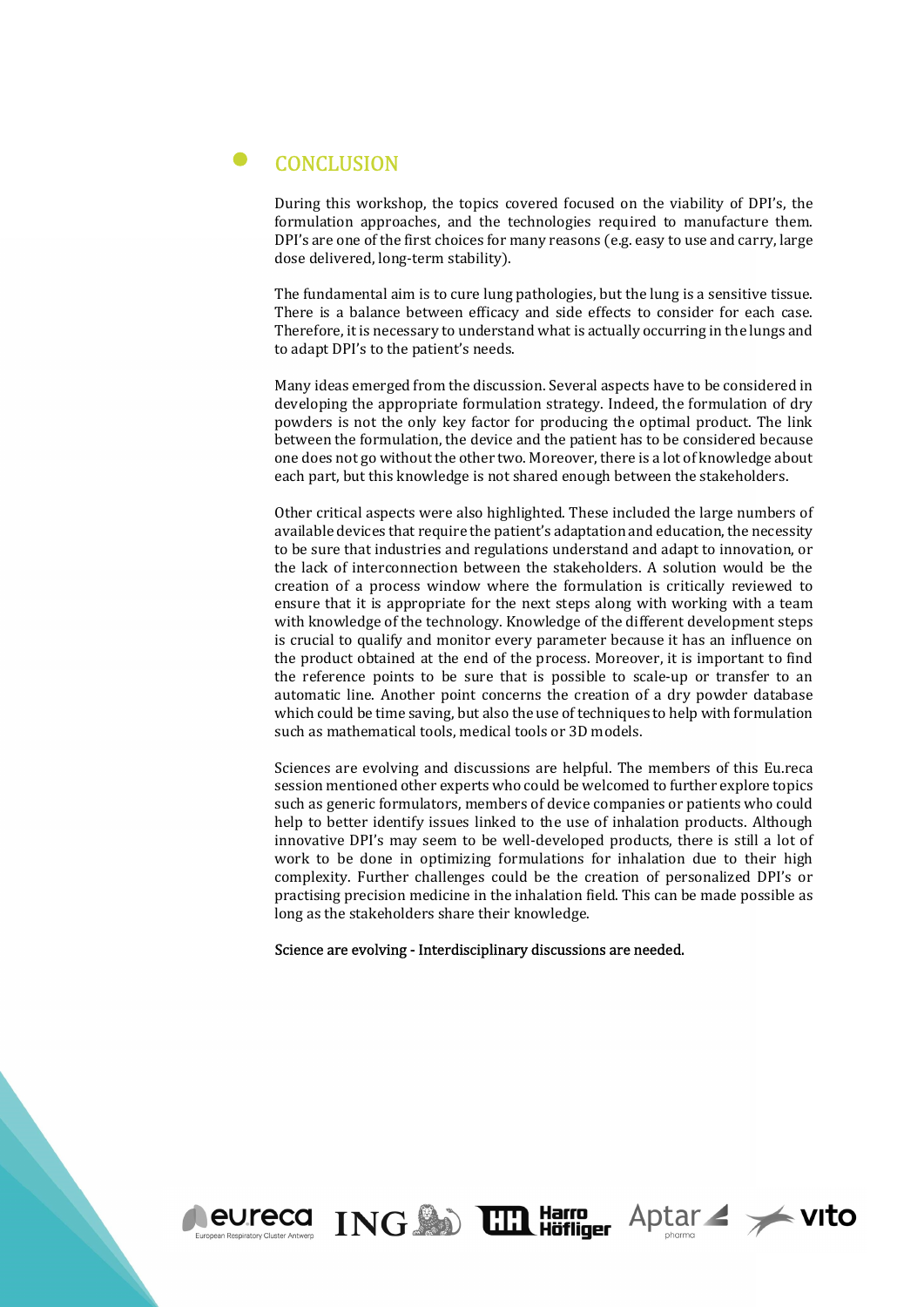## CONCLUSION

During this workshop, the topics covered focused on the viability of DPI's, the formulation approaches, and the technologies required to manufacture them. DPI's are one of the first choices for many reasons (e.g. easy to use and carry, large dose delivered, long-term stability).

The fundamental aim is to cure lung pathologies, but the lung is a sensitive tissue. There is a balance between efficacy and side effects to consider for each case. Therefore, it is necessary to understand what is actually occurring in the lungs and to adapt DPI's to the patient's needs.

Many ideas emerged from the discussion. Several aspects have to be considered in developing the appropriate formulation strategy. Indeed, the formulation of dry powders is not the only key factor for producing the optimal product. The link between the formulation, the device and the patient has to be considered because one does not go without the other two. Moreover, there is a lot of knowledge about each part, but this knowledge is not shared enough between the stakeholders.

Other critical aspects were also highlighted. These included the large numbers of available devices that require the patient's adaptation and education, the necessity to be sure that industries and regulations understand and adapt to innovation, or the lack of interconnection between the stakeholders. A solution would be the creation of a process window where the formulation is critically reviewed to ensure that it is appropriate for the next steps along with working with a team with knowledge of the technology. Knowledge of the different development steps is crucial to qualify and monitor every parameter because it has an influence on the product obtained at the end of the process. Moreover, it is important to find the reference points to be sure that is possible to scale-up or transfer to an automatic line. Another point concerns the creation of a dry powder database which could be time saving, but also the use of techniques to help with formulation such as mathematical tools, medical tools or 3D models.

Sciences are evolving and discussions are helpful. The members of this Eu.reca session mentioned other experts who could be welcomed to further explore topics such as generic formulators, members of device companies or patients who could help to better identify issues linked to the use of inhalation products. Although innovative DPI's may seem to be well-developed products, there is still a lot of work to be done in optimizing formulations for inhalation due to their high complexity. Further challenges could be the creation of personalized DPI's or practising precision medicine in the inhalation field. This can be made possible as long as the stakeholders share their knowledge.

Science are evolving - Interdisciplinary discussions are needed.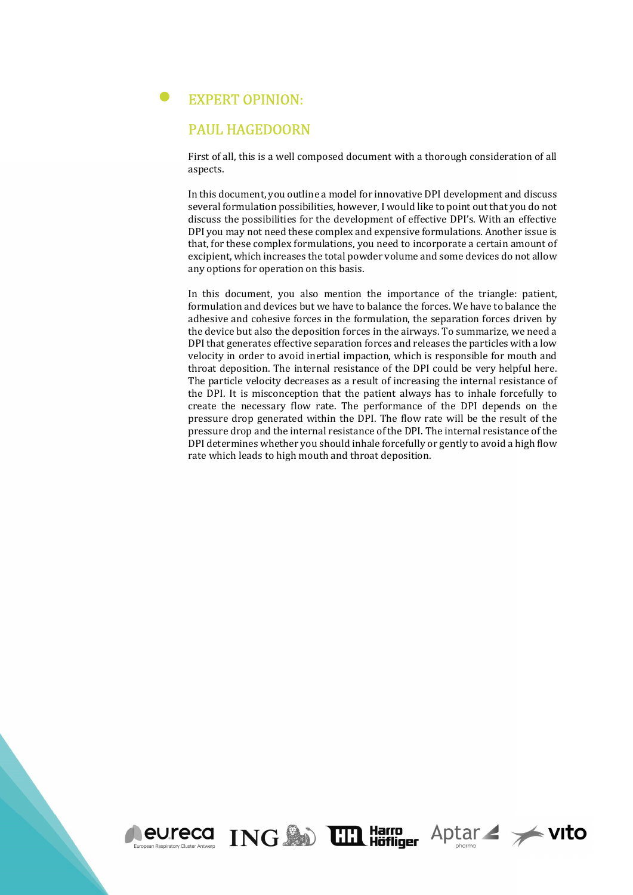## EXPERT OPINION:

## PAUL HAGEDOORN

First of all, this is a well composed document with a thorough consideration of all aspects.

In this document, you outline a model for innovative DPI development and discuss several formulation possibilities, however, I would like to point out that you do not discuss the possibilities for the development of effective DPI's. With an effective DPI you may not need these complex and expensive formulations. Another issue is that, for these complex formulations, you need to incorporate a certain amount of excipient, which increases the total powder volume and some devices do not allow any options for operation on this basis.

In this document, you also mention the importance of the triangle: patient, formulation and devices but we have to balance the forces. We have to balance the adhesive and cohesive forces in the formulation, the separation forces driven by the device but also the deposition forces in the airways. To summarize, we need a DPI that generates effective separation forces and releases the particles with a low velocity in order to avoid inertial impaction, which is responsible for mouth and throat deposition. The internal resistance of the DPI could be very helpful here. The particle velocity decreases as a result of increasing the internal resistance of the DPI. It is misconception that the patient always has to inhale forcefully to create the necessary flow rate. The performance of the DPI depends on the pressure drop generated within the DPI. The flow rate will be the result of the pressure drop and the internal resistance of the DPI. The internal resistance of the DPI determines whether you should inhale forcefully or gently to avoid a high flow rate which leads to high mouth and throat deposition.

eureca European Respiratory Cluster Antwerp ING Harro Höfliger Aptar pharma vito